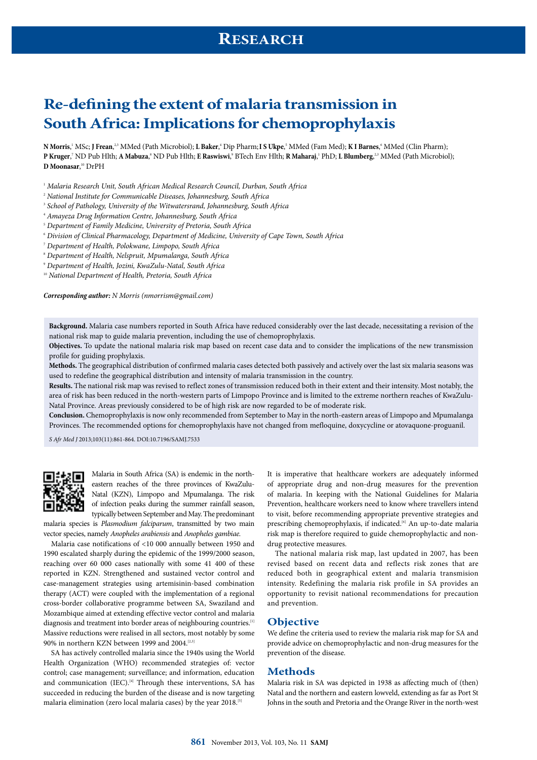# Re-defining the extent of malaria transmission in South Africa: Implications for chemoprophylaxis

**N Morris**,[1] MSc; **J Frean**,[2,3] MMed (Path Microbiol); **L Baker**,[4] Dip Pharm; **I S Ukpe**,[5] MMed (Fam Med); **K I Barnes**,[6] MMed (Clin Pharm); **P Kruger**,[7] ND Pub Hlth; **A Mabuza**,[8] ND Pub Hlth; **E Raswiswi**,[9] BTech Env Hlth; **R Maharaj**,[1] PhD; **L Blumberg**,[2,3] MMed (Path Microbiol); **D Moonasar**,[10] DrPH

[1] *Malaria Research Unit, South African Medical Research Council, Durban, South Africa*
[2] *National Institute for Communicable Diseases, Johannesburg, South Africa*
[3] *School of Pathology, University of the Witwatersrand, Johannesburg, South Africa*
[4] *Amayeza Drug Information Centre, Johannesburg, South Africa*
[5] *Department of Family Medicine, University of Pretoria, South Africa*
[6] *Division of Clinical Pharmacology, Department of Medicine, University of Cape Town, South Africa*
[7] *Department of Health, Polokwane, Limpopo, South Africa*
[8] *Department of Health, Nelspruit, Mpumalanga, South Africa*
[9] *Department of Health, Jozini, KwaZulu-Natal, South Africa*
[10] *National Department of Health, Pretoria, South Africa*

***Corresponding author:*** *N Morris (nmorrism@gmail.com)*

**Background.** Malaria case numbers reported in South Africa have reduced considerably over the last decade, necessitating a revision of the national risk map to guide malaria prevention, including the use of chemoprophylaxis.

**Objectives.** To update the national malaria risk map based on recent case data and to consider the implications of the new transmission profile for guiding prophylaxis.

**Methods.** The geographical distribution of confirmed malaria cases detected both passively and actively over the last six malaria seasons was used to redefine the geographical distribution and intensity of malaria transmission in the country.

**Results.** The national risk map was revised to reflect zones of transmission reduced both in their extent and their intensity. Most notably, the area of risk has been reduced in the north-western parts of Limpopo Province and is limited to the extreme northern reaches of KwaZulu-Natal Province. Areas previously considered to be of high risk are now regarded to be of moderate risk.

**Conclusion.** Chemoprophylaxis is now only recommended from September to May in the north-eastern areas of Limpopo and Mpumalanga Provinces. The recommended options for chemoprophylaxis have not changed from mefloquine, doxycycline or atovaquone-proguanil.

*S Afr Med J* 2013;103(11):861-864. DOI:10.7196/SAMJ.7533

Malaria in South Africa (SA) is endemic in the north-eastern reaches of the three provinces of KwaZulu-Natal (KZN), Limpopo and Mpumalanga. The risk of infection peaks during the summer rainfall season, typically between September and May. The predominant malaria species is *Plasmodium falciparum*, transmitted by two main vector species, namely *Anopheles arabiensis* and *Anopheles gambiae.*

Malaria case notifications of <10 000 annually between 1950 and 1990 escalated sharply during the epidemic of the 1999/2000 season, reaching over 60 000 cases nationally with some 41 400 of these reported in KZN. Strengthened and sustained vector control and case-management strategies using artemisinin-based combination therapy (ACT) were coupled with the implementation of a regional cross-border collaborative programme between SA, Swaziland and Mozambique aimed at extending effective vector control and malaria diagnosis and treatment into border areas of neighbouring countries.[1] Massive reductions were realised in all sectors, most notably by some 90% in northern KZN between 1999 and 2004.[2,3]

SA has actively controlled malaria since the 1940s using the World Health Organization (WHO) recommended strategies of: vector control; case management; surveillance; and information, education and communication (IEC).[4] Through these interventions, SA has succeeded in reducing the burden of the disease and is now targeting malaria elimination (zero local malaria cases) by the year 2018.[5]

It is imperative that healthcare workers are adequately informed of appropriate drug and non-drug measures for the prevention of malaria. In keeping with the National Guidelines for Malaria Prevention, healthcare workers need to know where travellers intend to visit, before recommending appropriate preventive strategies and prescribing chemoprophylaxis, if indicated.[6] An up-to-date malaria risk map is therefore required to guide chemoprophylactic and non-drug protective measures.

The national malaria risk map, last updated in 2007, has been revised based on recent data and reflects risk zones that are reduced both in geographical extent and malaria transmision intensity. Redefining the malaria risk profile in SA provides an opportunity to revisit national recommendations for precaution and prevention.

## Objective

We define the criteria used to review the malaria risk map for SA and provide advice on chemoprophylactic and non-drug measures for the prevention of the disease.

## Methods

Malaria risk in SA was depicted in 1938 as affecting much of (then) Natal and the northern and eastern lowveld, extending as far as Port St Johns in the south and Pretoria and the Orange River in the north-west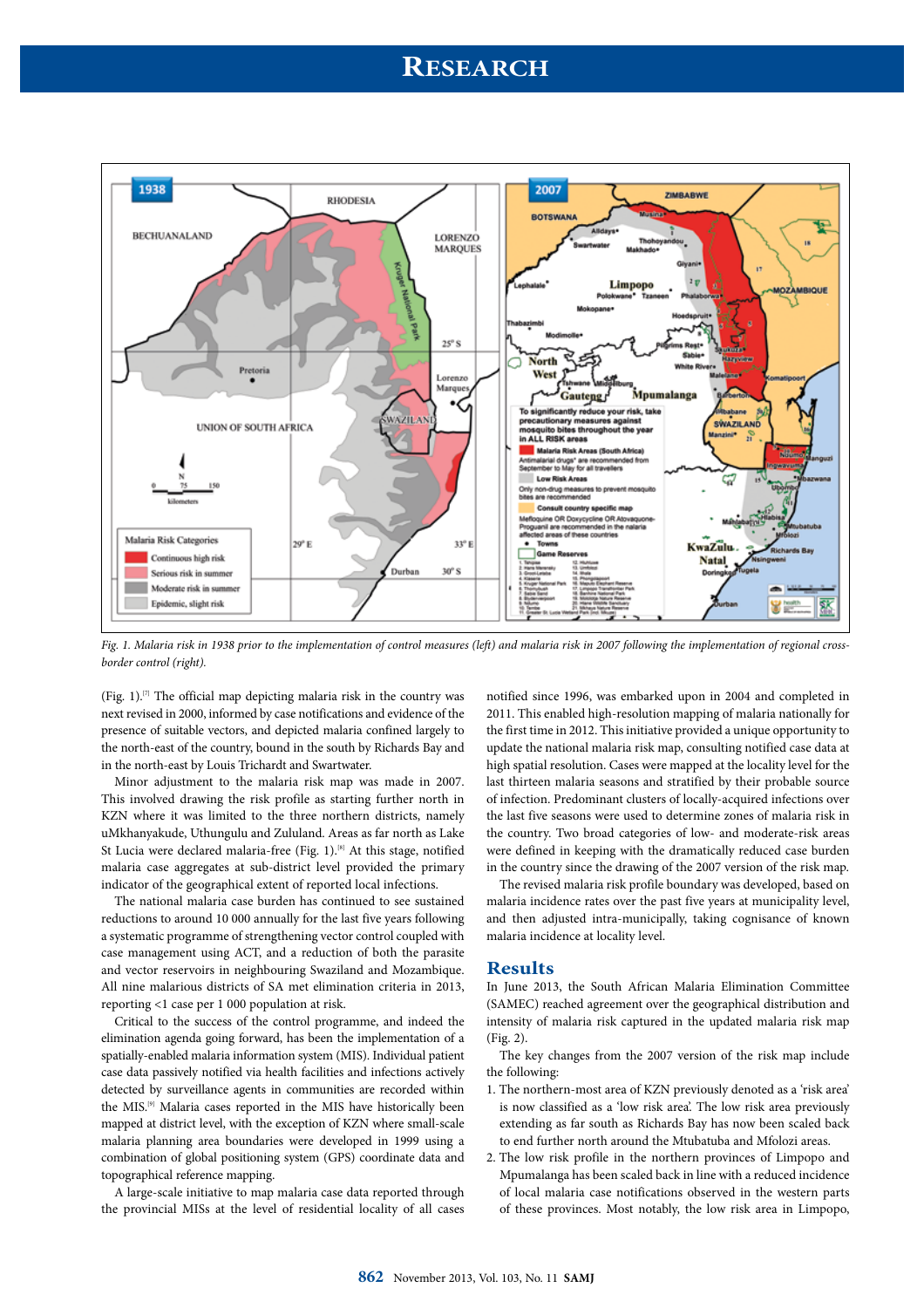*Fig. 1. Malaria risk in 1938 prior to the implementation of control measures (left) and malaria risk in 2007 following the implementation of regional cross-border control (right).*

(Fig. 1).[7] The official map depicting malaria risk in the country was next revised in 2000, informed by case notifications and evidence of the presence of suitable vectors, and depicted malaria confined largely to the north-east of the country, bound in the south by Richards Bay and in the north-east by Louis Trichardt and Swartwater.

Minor adjustment to the malaria risk map was made in 2007. This involved drawing the risk profile as starting further north in KZN where it was limited to the three northern districts, namely uMkhanyakude, Uthungulu and Zululand. Areas as far north as Lake St Lucia were declared malaria-free (Fig. 1).[8] At this stage, notified malaria case aggregates at sub-district level provided the primary indicator of the geographical extent of reported local infections.

The national malaria case burden has continued to see sustained reductions to around 10 000 annually for the last five years following a systematic programme of strengthening vector control coupled with case management using ACT, and a reduction of both the parasite and vector reservoirs in neighbouring Swaziland and Mozambique. All nine malarious districts of SA met elimination criteria in 2013, reporting <1 case per 1 000 population at risk.

Critical to the success of the control programme, and indeed the elimination agenda going forward, has been the implementation of a spatially-enabled malaria information system (MIS). Individual patient case data passively notified via health facilities and infections actively detected by surveillance agents in communities are recorded within the MIS.[9] Malaria cases reported in the MIS have historically been mapped at district level, with the exception of KZN where small-scale malaria planning area boundaries were developed in 1999 using a combination of global positioning system (GPS) coordinate data and topographical reference mapping.

A large-scale initiative to map malaria case data reported through the provincial MISs at the level of residential locality of all cases notified since 1996, was embarked upon in 2004 and completed in 2011. This enabled high-resolution mapping of malaria nationally for the first time in 2012. This initiative provided a unique opportunity to update the national malaria risk map, consulting notified case data at high spatial resolution. Cases were mapped at the locality level for the last thirteen malaria seasons and stratified by their probable source of infection. Predominant clusters of locally-acquired infections over the last five seasons were used to determine zones of malaria risk in the country. Two broad categories of low- and moderate-risk areas were defined in keeping with the dramatically reduced case burden in the country since the drawing of the 2007 version of the risk map.

The revised malaria risk profile boundary was developed, based on malaria incidence rates over the past five years at municipality level, and then adjusted intra-municipally, taking cognisance of known malaria incidence at locality level.

## Results

In June 2013, the South African Malaria Elimination Committee (SAMEC) reached agreement over the geographical distribution and intensity of malaria risk captured in the updated malaria risk map (Fig. 2).

The key changes from the 2007 version of the risk map include the following:

1. The northern-most area of KZN previously denoted as a 'risk area' is now classified as a 'low risk area'. The low risk area previously extending as far south as Richards Bay has now been scaled back to end further north around the Mtubatuba and Mfolozi areas.
2. The low risk profile in the northern provinces of Limpopo and Mpumalanga has been scaled back in line with a reduced incidence of local malaria case notifications observed in the western parts of these provinces. Most notably, the low risk area in Limpopo,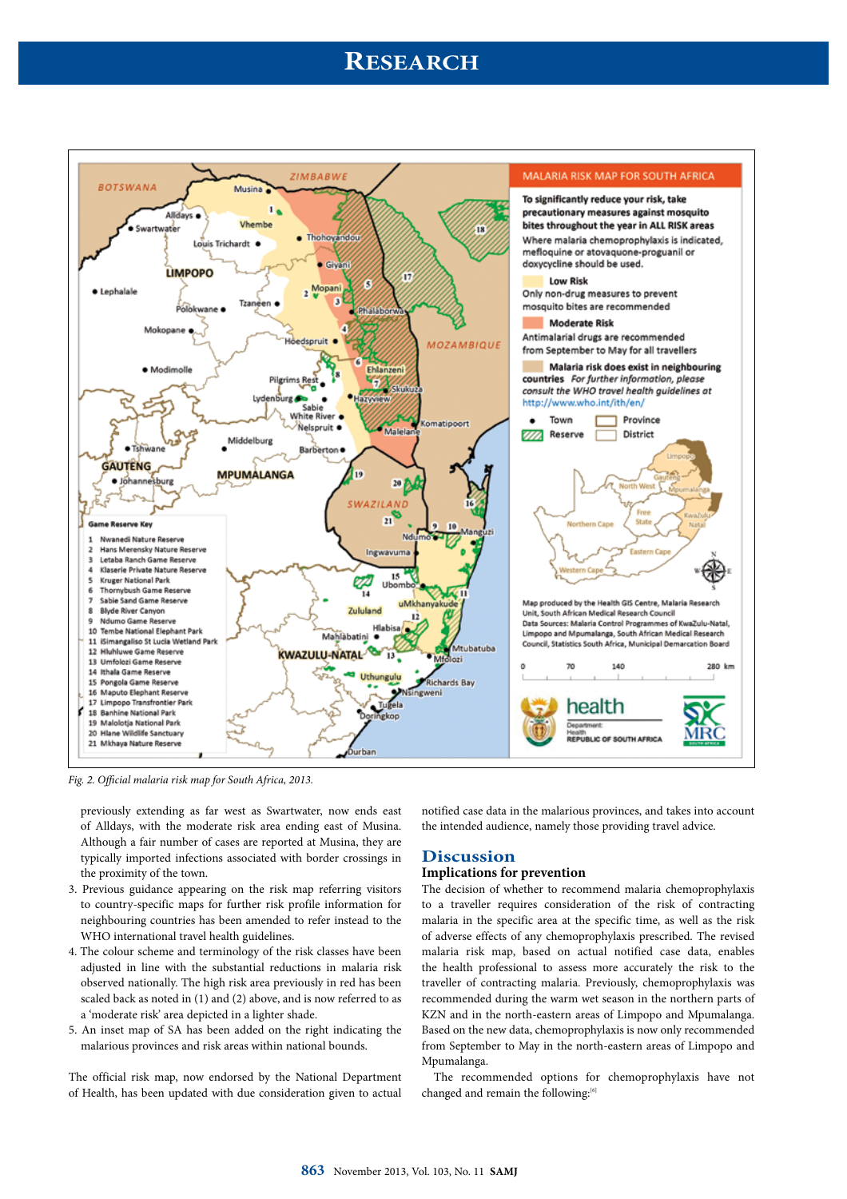*Fig. 2. Official malaria risk map for South Africa, 2013.*

previously extending as far west as Swartwater, now ends east of Alldays, with the moderate risk area ending east of Musina. Although a fair number of cases are reported at Musina, they are typically imported infections associated with border crossings in the proximity of the town.

3. Previous guidance appearing on the risk map referring visitors to country-specific maps for further risk profile information for neighbouring countries has been amended to refer instead to the WHO international travel health guidelines.
4. The colour scheme and terminology of the risk classes have been adjusted in line with the substantial reductions in malaria risk observed nationally. The high risk area previously in red has been scaled back as noted in (1) and (2) above, and is now referred to as a 'moderate risk' area depicted in a lighter shade.
5. An inset map of SA has been added on the right indicating the malarious provinces and risk areas within national bounds.

The official risk map, now endorsed by the National Department of Health, has been updated with due consideration given to actual notified case data in the malarious provinces, and takes into account the intended audience, namely those providing travel advice.

## Discussion

### Implications for prevention

The decision of whether to recommend malaria chemoprophylaxis to a traveller requires consideration of the risk of contracting malaria in the specific area at the specific time, as well as the risk of adverse effects of any chemoprophylaxis prescribed. The revised malaria risk map, based on actual notified case data, enables the health professional to assess more accurately the risk to the traveller of contracting malaria. Previously, chemoprophylaxis was recommended during the warm wet season in the northern parts of KZN and in the north-eastern areas of Limpopo and Mpumalanga. Based on the new data, chemoprophylaxis is now only recommended from September to May in the north-eastern areas of Limpopo and Mpumalanga.

The recommended options for chemoprophylaxis have not changed and remain the following:[6]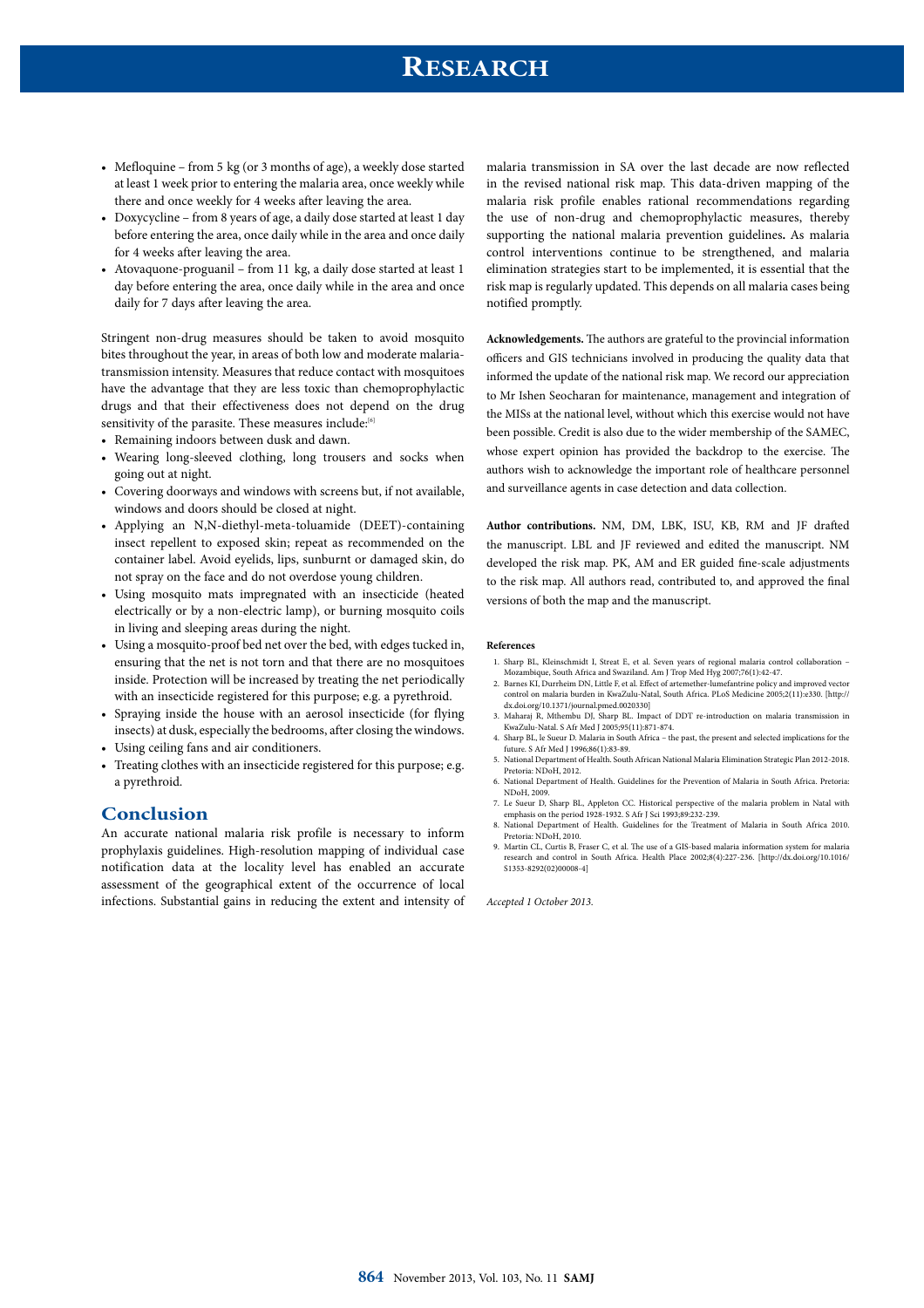- Mefloquine – from 5 kg (or 3 months of age), a weekly dose started at least 1 week prior to entering the malaria area, once weekly while there and once weekly for 4 weeks after leaving the area.
- Doxycycline – from 8 years of age, a daily dose started at least 1 day before entering the area, once daily while in the area and once daily for 4 weeks after leaving the area.
- Atovaquone-proguanil – from 11 kg, a daily dose started at least 1 day before entering the area, once daily while in the area and once daily for 7 days after leaving the area.

Stringent non-drug measures should be taken to avoid mosquito bites throughout the year, in areas of both low and moderate malaria-transmission intensity. Measures that reduce contact with mosquitoes have the advantage that they are less toxic than chemoprophylactic drugs and that their effectiveness does not depend on the drug sensitivity of the parasite. These measures include:[6]

- Remaining indoors between dusk and dawn.
- Wearing long-sleeved clothing, long trousers and socks when going out at night.
- Covering doorways and windows with screens but, if not available, windows and doors should be closed at night.
- Applying an N,N-diethyl-meta-toluamide (DEET)-containing insect repellent to exposed skin; repeat as recommended on the container label. Avoid eyelids, lips, sunburnt or damaged skin, do not spray on the face and do not overdose young children.
- Using mosquito mats impregnated with an insecticide (heated electrically or by a non-electric lamp), or burning mosquito coils in living and sleeping areas during the night.
- Using a mosquito-proof bed net over the bed, with edges tucked in, ensuring that the net is not torn and that there are no mosquitoes inside. Protection will be increased by treating the net periodically with an insecticide registered for this purpose; e.g. a pyrethroid.
- Spraying inside the house with an aerosol insecticide (for flying insects) at dusk, especially the bedrooms, after closing the windows.
- Using ceiling fans and air conditioners.
- Treating clothes with an insecticide registered for this purpose; e.g. a pyrethroid.

## Conclusion

An accurate national malaria risk profile is necessary to inform prophylaxis guidelines. High-resolution mapping of individual case notification data at the locality level has enabled an accurate assessment of the geographical extent of the occurrence of local infections. Substantial gains in reducing the extent and intensity of malaria transmission in SA over the last decade are now reflected in the revised national risk map. This data-driven mapping of the malaria risk profile enables rational recommendations regarding the use of non-drug and chemoprophylactic measures, thereby supporting the national malaria prevention guidelines**.** As malaria control interventions continue to be strengthened, and malaria elimination strategies start to be implemented, it is essential that the risk map is regularly updated. This depends on all malaria cases being notified promptly.

**Acknowledgements.** The authors are grateful to the provincial information officers and GIS technicians involved in producing the quality data that informed the update of the national risk map. We record our appreciation to Mr Ishen Seocharan for maintenance, management and integration of the MISs at the national level, without which this exercise would not have been possible. Credit is also due to the wider membership of the SAMEC, whose expert opinion has provided the backdrop to the exercise. The authors wish to acknowledge the important role of healthcare personnel and surveillance agents in case detection and data collection.

**Author contributions.** NM, DM, LBK, ISU, KB, RM and JF drafted the manuscript. LBL and JF reviewed and edited the manuscript. NM developed the risk map. PK, AM and ER guided fine-scale adjustments to the risk map. All authors read, contributed to, and approved the final versions of both the map and the manuscript.

**References**

1. Sharp BL, Kleinschmidt I, Streat E, et al. Seven years of regional malaria control collaboration – Mozambique, South Africa and Swaziland. Am J Trop Med Hyg 2007;76(1):42-47.
2. Barnes KI, Durrheim DN, Little F, et al. Effect of artemether-lumefantrine policy and improved vector control on malaria burden in KwaZulu-Natal, South Africa. PLoS Medicine 2005;2(11):e330. [http://dx.doi.org/10.1371/journal.pmed.0020330]
3. Maharaj R, Mthembu DJ, Sharp BL. Impact of DDT re-introduction on malaria transmission in KwaZulu-Natal. S Afr Med J 2005;95(11):871-874.
4. Sharp BL, le Sueur D. Malaria in South Africa – the past, the present and selected implications for the future. S Afr Med J 1996;86(1):83-89.
5. National Department of Health. South African National Malaria Elimination Strategic Plan 2012-2018. Pretoria: NDoH, 2012.
6. National Department of Health. Guidelines for the Prevention of Malaria in South Africa. Pretoria: NDoH, 2009.
7. Le Sueur D, Sharp BL, Appleton CC. Historical perspective of the malaria problem in Natal with emphasis on the period 1928-1932. S Afr J Sci 1993;89:232-239.
8. National Department of Health. Guidelines for the Treatment of Malaria in South Africa 2010. Pretoria: NDoH, 2010.
9. Martin CL, Curtis B, Fraser C, et al. The use of a GIS-based malaria information system for malaria research and control in South Africa. Health Place 2002;8(4):227-236. [http://dx.doi.org/10.1016/S1353-8292(02)00008-4]

*Accepted 1 October 2013.*